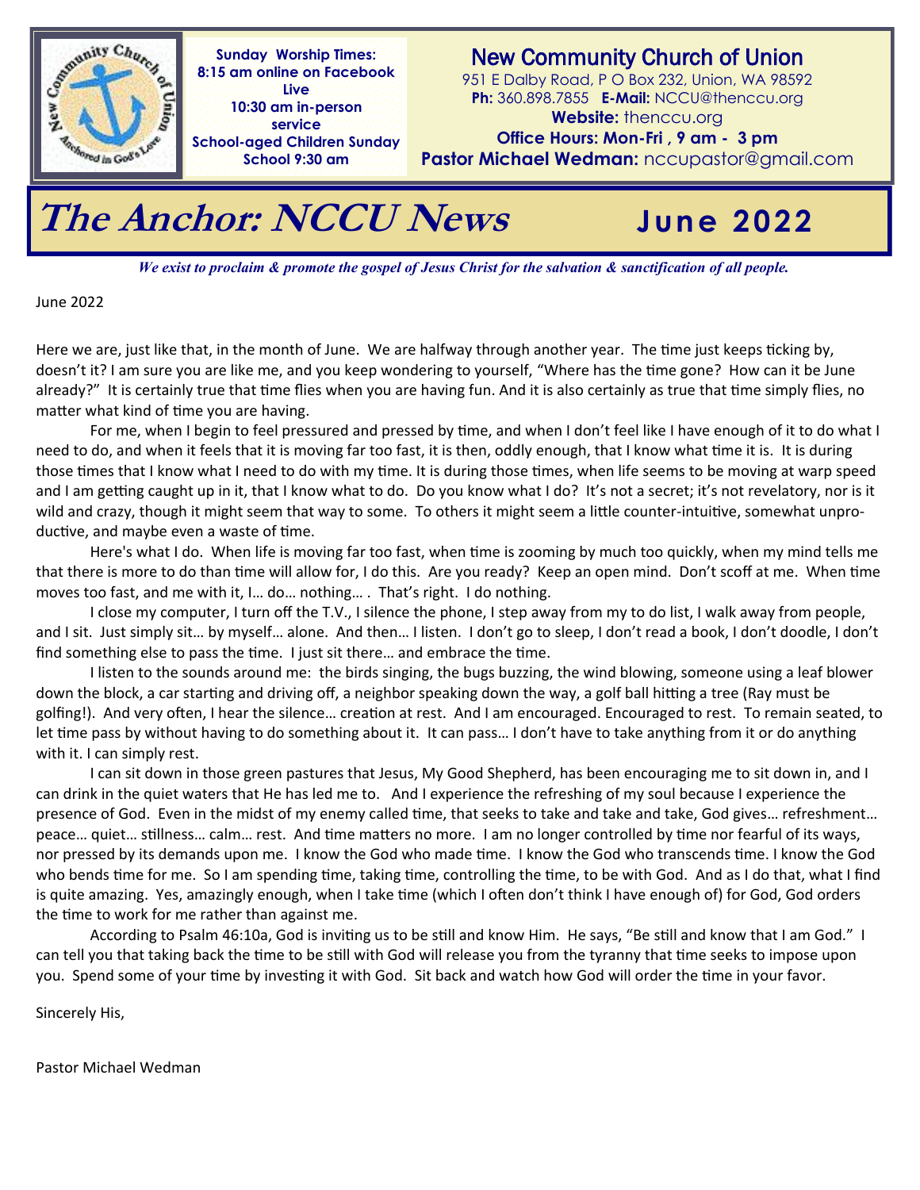**Sunday Worship Times:**
**8:15 am online on Facebook Live**
**10:30 am in-person service**
**School-aged Children Sunday School 9:30 am**

## New Community Church of Union

951 E Dalby Road, P O Box 232, Union, WA 98592
**Ph:** 360.898.7855 **E-Mail:** NCCU@thenccu.org
**Website:** thenccu.org
**Office Hours: Mon-Fri , 9 am - 3 pm**
**Pastor Michael Wedman:** nccupastor@gmail.com

# The Anchor: NCCU News — June 2022

***We exist to proclaim & promote the gospel of Jesus Christ for the salvation & sanctification of all people.***

June 2022

Here we are, just like that, in the month of June. We are halfway through another year. The time just keeps ticking by, doesn't it? I am sure you are like me, and you keep wondering to yourself, "Where has the time gone? How can it be June already?" It is certainly true that time flies when you are having fun. And it is also certainly as true that time simply flies, no matter what kind of time you are having.

For me, when I begin to feel pressured and pressed by time, and when I don't feel like I have enough of it to do what I need to do, and when it feels that it is moving far too fast, it is then, oddly enough, that I know what time it is. It is during those times that I know what I need to do with my time. It is during those times, when life seems to be moving at warp speed and I am getting caught up in it, that I know what to do. Do you know what I do? It's not a secret; it's not revelatory, nor is it wild and crazy, though it might seem that way to some. To others it might seem a little counter-intuitive, somewhat unproductive, and maybe even a waste of time.

Here's what I do. When life is moving far too fast, when time is zooming by much too quickly, when my mind tells me that there is more to do than time will allow for, I do this. Are you ready? Keep an open mind. Don't scoff at me. When time moves too fast, and me with it, I… do… nothing… . That's right. I do nothing.

I close my computer, I turn off the T.V., I silence the phone, I step away from my to do list, I walk away from people, and I sit. Just simply sit… by myself… alone. And then… I listen. I don't go to sleep, I don't read a book, I don't doodle, I don't find something else to pass the time. I just sit there… and embrace the time.

I listen to the sounds around me: the birds singing, the bugs buzzing, the wind blowing, someone using a leaf blower down the block, a car starting and driving off, a neighbor speaking down the way, a golf ball hitting a tree (Ray must be golfing!). And very often, I hear the silence… creation at rest. And I am encouraged. Encouraged to rest. To remain seated, to let time pass by without having to do something about it. It can pass… I don't have to take anything from it or do anything with it. I can simply rest.

I can sit down in those green pastures that Jesus, My Good Shepherd, has been encouraging me to sit down in, and I can drink in the quiet waters that He has led me to. And I experience the refreshing of my soul because I experience the presence of God. Even in the midst of my enemy called time, that seeks to take and take and take, God gives… refreshment… peace… quiet… stillness… calm… rest. And time matters no more. I am no longer controlled by time nor fearful of its ways, nor pressed by its demands upon me. I know the God who made time. I know the God who transcends time. I know the God who bends time for me. So I am spending time, taking time, controlling the time, to be with God. And as I do that, what I find is quite amazing. Yes, amazingly enough, when I take time (which I often don't think I have enough of) for God, God orders the time to work for me rather than against me.

According to Psalm 46:10a, God is inviting us to be still and know Him. He says, "Be still and know that I am God." I can tell you that taking back the time to be still with God will release you from the tyranny that time seeks to impose upon you. Spend some of your time by investing it with God. Sit back and watch how God will order the time in your favor.

Sincerely His,

Pastor Michael Wedman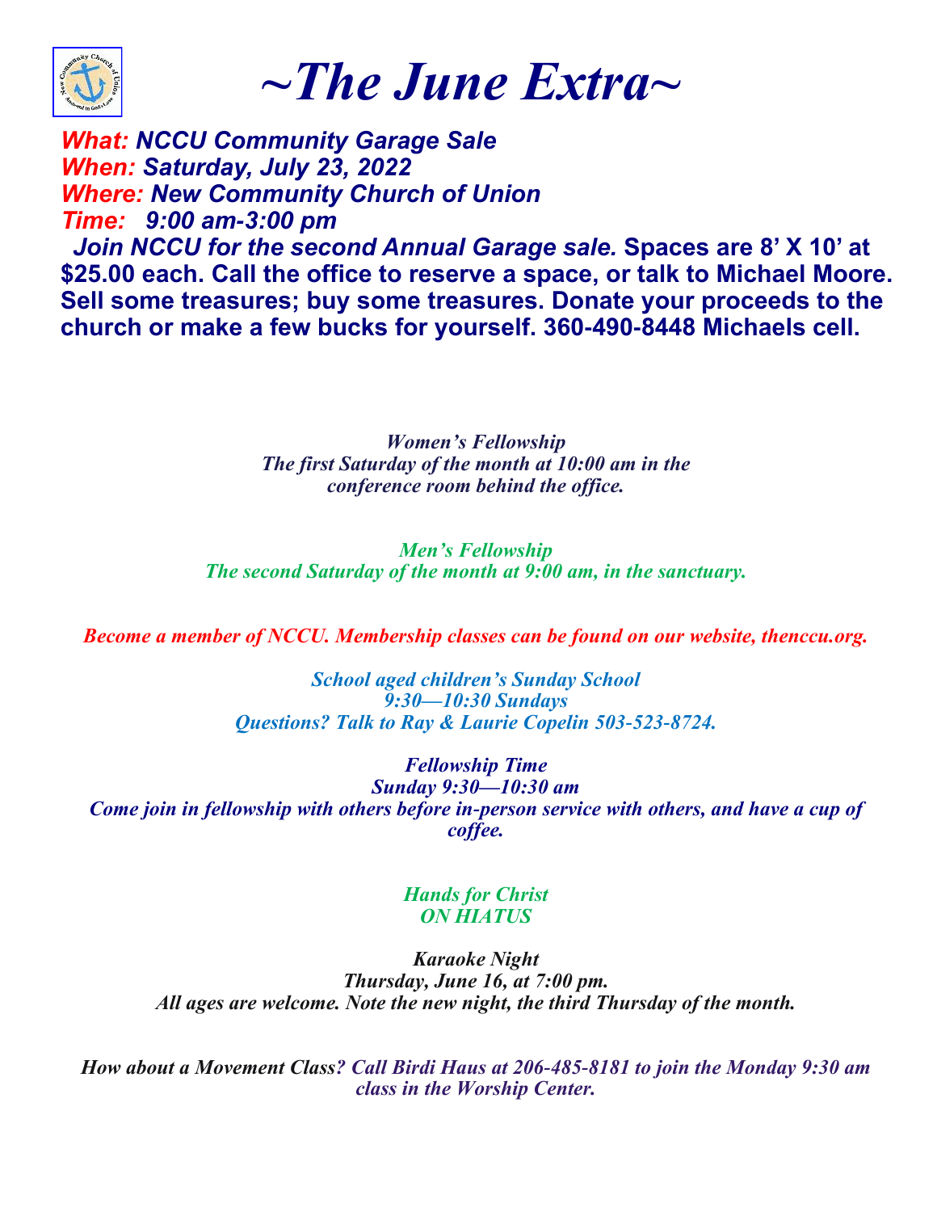# ~The June Extra~

***What:*** ***NCCU Community Garage Sale***
***When:*** ***Saturday, July 23, 2022***
***Where:*** ***New Community Church of Union***
***Time:*** ***9:00 am-3:00 pm***

***Join NCCU for the second Annual Garage sale.*** **Spaces are 8' X 10' at $25.00 each. Call the office to reserve a space, or talk to Michael Moore. Sell some treasures; buy some treasures. Donate your proceeds to the church or make a few bucks for yourself. 360-490-8448 Michaels cell.**

*Women's Fellowship*
*The first Saturday of the month at 10:00 am in the conference room behind the office.*

*Men's Fellowship*
*The second Saturday of the month at 9:00 am, in the sanctuary.*

*Become a member of NCCU. Membership classes can be found on our website, thenccu.org.*

*School aged children's Sunday School*
*9:30—10:30 Sundays*
*Questions? Talk to Ray & Laurie Copelin 503-523-8724.*

*Fellowship Time*
*Sunday 9:30—10:30 am*
*Come join in fellowship with others before in-person service with others, and have a cup of coffee.*

*Hands for Christ*
*ON HIATUS*

*Karaoke Night*
*Thursday, June 16, at 7:00 pm.*
*All ages are welcome. Note the new night, the third Thursday of the month.*

*How about a Movement Class? Call Birdi Haus at 206-485-8181 to join the Monday 9:30 am class in the Worship Center.*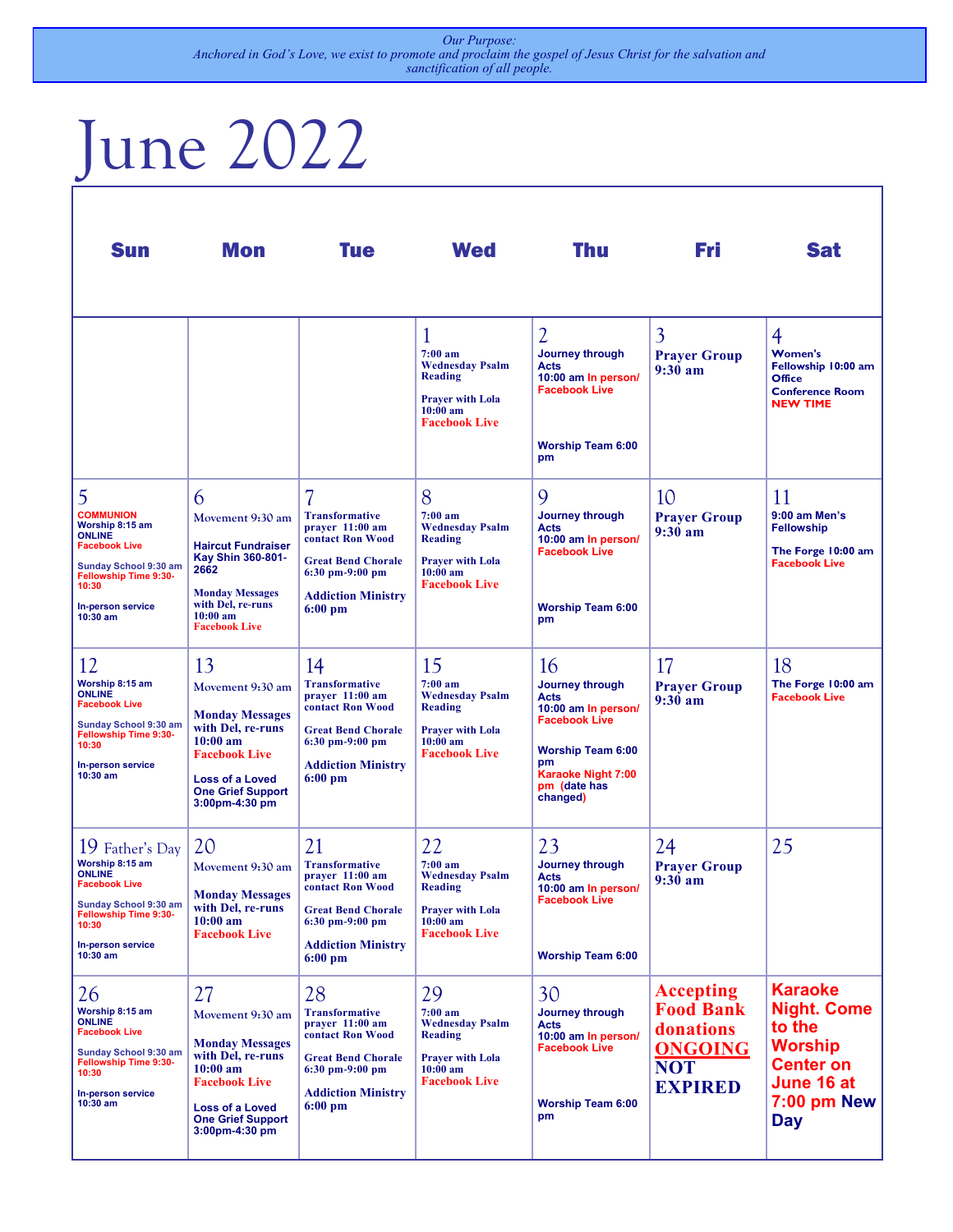*Our Purpose:*
*Anchored in God's Love, we exist to promote and proclaim the gospel of Jesus Christ for the salvation and sanctification of all people.*

# June 2022

| Sun | Mon | Tue | Wed | Thu | Fri | Sat |
|---|---|---|---|---|---|---|
| | | | 1 7:00 am Wednesday Psalm Reading<br><br>Prayer with Lola 10:00 am Facebook Live | 2 Journey through Acts 10:00 am In person/ Facebook Live<br><br>Worship Team 6:00 pm | 3 Prayer Group 9:30 am | 4 Women's Fellowship 10:00 am Office Conference Room NEW TIME |
| 5 COMMUNION Worship 8:15 am ONLINE Facebook Live<br><br>Sunday School 9:30 am Fellowship Time 9:30-10:30<br><br>In-person service 10:30 am | 6 Movement 9:30 am<br><br>Haircut Fundraiser Kay Shin 360-801-2662<br><br>Monday Messages with Del, re-runs 10:00 am Facebook Live | 7 Transformative prayer 11:00 am contact Ron Wood<br><br>Great Bend Chorale 6:30 pm-9:00 pm<br><br>Addiction Ministry 6:00 pm | 8 7:00 am Wednesday Psalm Reading<br><br>Prayer with Lola 10:00 am Facebook Live | 9 Journey through Acts 10:00 am In person/ Facebook Live<br><br>Worship Team 6:00 pm | 10 Prayer Group 9:30 am | 11 9:00 am Men's Fellowship<br><br>The Forge 10:00 am Facebook Live |
| 12 Worship 8:15 am ONLINE Facebook Live<br><br>Sunday School 9:30 am Fellowship Time 9:30-10:30<br><br>In-person service 10:30 am | 13 Movement 9:30 am<br><br>Monday Messages with Del, re-runs 10:00 am Facebook Live<br><br>Loss of a Loved One Grief Support 3:00pm-4:30 pm | 14 Transformative prayer 11:00 am contact Ron Wood<br><br>Great Bend Chorale 6:30 pm-9:00 pm<br><br>Addiction Ministry 6:00 pm | 15 7:00 am Wednesday Psalm Reading<br><br>Prayer with Lola 10:00 am Facebook Live | 16 Journey through Acts 10:00 am In person/ Facebook Live<br><br>Worship Team 6:00 pm<br>Karaoke Night 7:00 pm (date has changed) | 17 Prayer Group 9:30 am | 18 The Forge 10:00 am Facebook Live |
| 19 Father's Day Worship 8:15 am ONLINE Facebook Live<br><br>Sunday School 9:30 am Fellowship Time 9:30-10:30<br><br>In-person service 10:30 am | 20 Movement 9:30 am<br><br>Monday Messages with Del, re-runs 10:00 am Facebook Live | 21 Transformative prayer 11:00 am contact Ron Wood<br><br>Great Bend Chorale 6:30 pm-9:00 pm<br><br>Addiction Ministry 6:00 pm | 22 7:00 am Wednesday Psalm Reading<br><br>Prayer with Lola 10:00 am Facebook Live | 23 Journey through Acts 10:00 am In person/ Facebook Live<br><br>Worship Team 6:00 | 24 Prayer Group 9:30 am | 25 |
| 26 Worship 8:15 am ONLINE Facebook Live<br><br>Sunday School 9:30 am Fellowship Time 9:30-10:30<br><br>In-person service 10:30 am | 27 Movement 9:30 am<br><br>Monday Messages with Del, re-runs 10:00 am Facebook Live<br><br>Loss of a Loved One Grief Support 3:00pm-4:30 pm | 28 Transformative prayer 11:00 am contact Ron Wood<br><br>Great Bend Chorale 6:30 pm-9:00 pm<br><br>Addiction Ministry 6:00 pm | 29 7:00 am Wednesday Psalm Reading<br><br>Prayer with Lola 10:00 am Facebook Live | 30 Journey through Acts 10:00 am In person/ Facebook Live<br><br>Worship Team 6:00 pm | **Accepting Food Bank donations ONGOING NOT EXPIRED** | **Karaoke Night. Come to the Worship Center on June 16 at 7:00 pm New Day** |